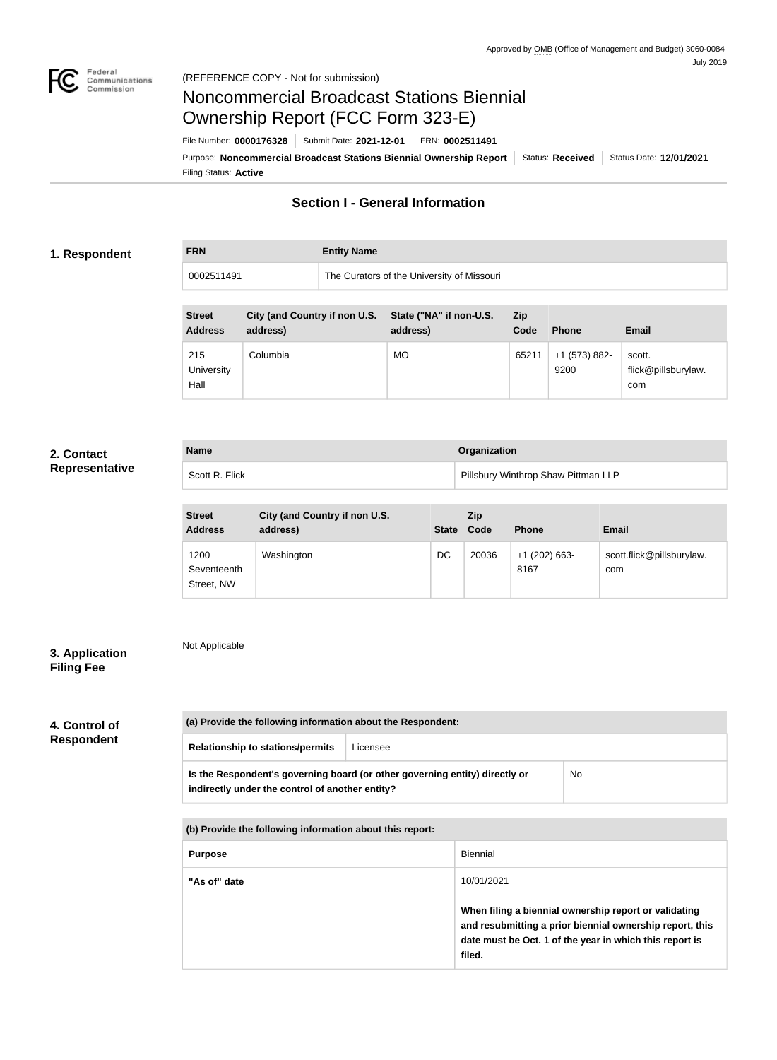Approved by OMB (Office of Management and Budget) 3060-0084
July 2019

(REFERENCE COPY - Not for submission)

# Noncommercial Broadcast Stations Biennial Ownership Report (FCC Form 323-E)

File Number: **0000176328** | Submit Date: **2021-12-01** | FRN: **0002511491**

Purpose: **Noncommercial Broadcast Stations Biennial Ownership Report** | Status: **Received** | Status Date: **12/01/2021**

Filing Status: **Active**

## Section I - General Information

### 1. Respondent

| FRN | Entity Name |
| --- | --- |
| 0002511491 | The Curators of the University of Missouri |

| Street Address | City (and Country if non U.S. address) | State ("NA" if non-U.S. address) | Zip Code | Phone | Email |
| --- | --- | --- | --- | --- | --- |
| 215 University Hall | Columbia | MO | 65211 | +1 (573) 882-9200 | scott.flick@pillsburylaw.com |

### 2. Contact Representative

| Name | Organization |
| --- | --- |
| Scott R. Flick | Pillsbury Winthrop Shaw Pittman LLP |

| Street Address | City (and Country if non U.S. address) | State | Zip Code | Phone | Email |
| --- | --- | --- | --- | --- | --- |
| 1200 Seventeenth Street, NW | Washington | DC | 20036 | +1 (202) 663-8167 | scott.flick@pillsburylaw.com |

### 3. Application Filing Fee

Not Applicable

### 4. Control of Respondent

| (a) Provide the following information about the Respondent: | |
| --- | --- |
| Relationship to stations/permits | Licensee |
| **Is the Respondent's governing board (or other governing entity) directly or indirectly under the control of another entity?** | No |

| (b) Provide the following information about this report: | |
| --- | --- |
| **Purpose** | Biennial |
| **"As of" date** | 10/01/2021<br><br>**When filing a biennial ownership report or validating and resubmitting a prior biennial ownership report, this date must be Oct. 1 of the year in which this report is filed.** |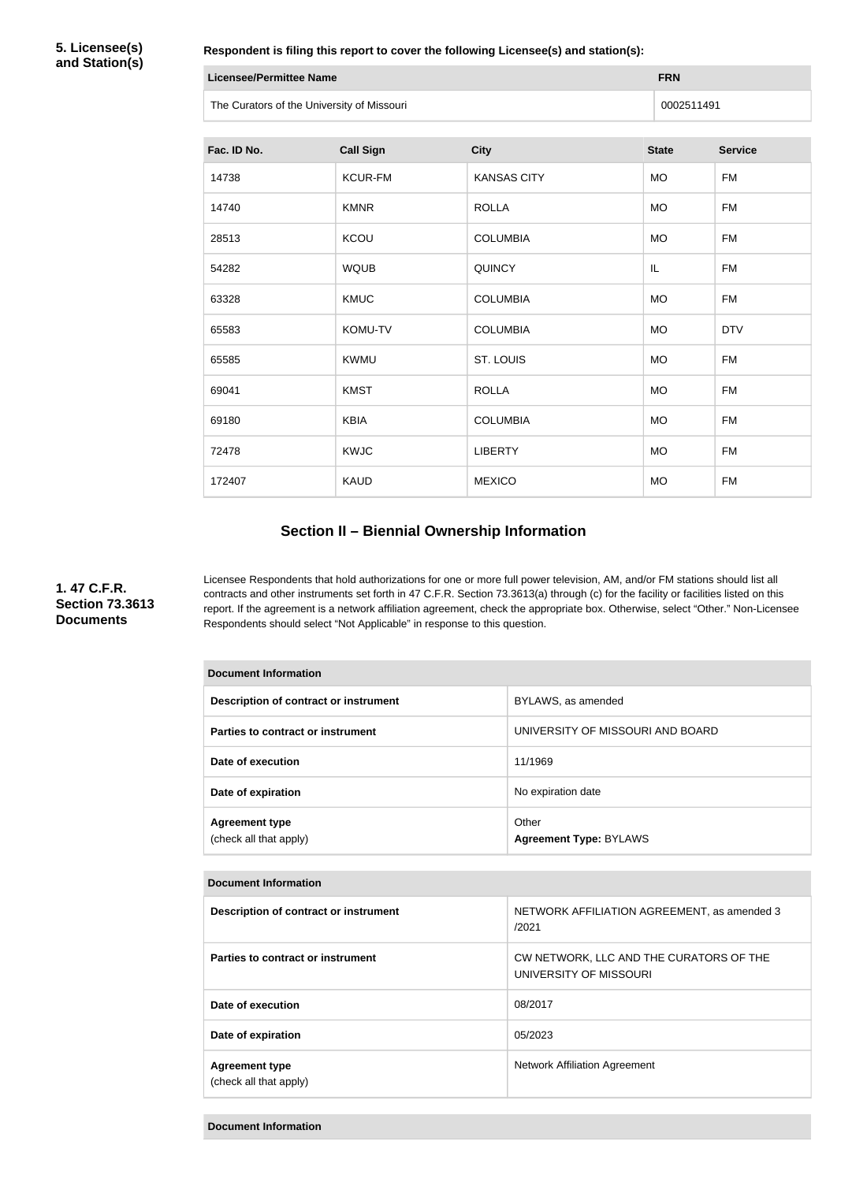**5. Licensee(s) and Station(s)**

**Respondent is filing this report to cover the following Licensee(s) and station(s):**

| Licensee/Permittee Name | FRN |
| --- | --- |
| The Curators of the University of Missouri | 0002511491 |

| Fac. ID No. | Call Sign | City | State | Service |
| --- | --- | --- | --- | --- |
| 14738 | KCUR-FM | KANSAS CITY | MO | FM |
| 14740 | KMNR | ROLLA | MO | FM |
| 28513 | KCOU | COLUMBIA | MO | FM |
| 54282 | WQUB | QUINCY | IL | FM |
| 63328 | KMUC | COLUMBIA | MO | FM |
| 65583 | KOMU-TV | COLUMBIA | MO | DTV |
| 65585 | KWMU | ST. LOUIS | MO | FM |
| 69041 | KMST | ROLLA | MO | FM |
| 69180 | KBIA | COLUMBIA | MO | FM |
| 72478 | KWJC | LIBERTY | MO | FM |
| 172407 | KAUD | MEXICO | MO | FM |

## Section II – Biennial Ownership Information

**1. 47 C.F.R. Section 73.3613 Documents**

Licensee Respondents that hold authorizations for one or more full power television, AM, and/or FM stations should list all contracts and other instruments set forth in 47 C.F.R. Section 73.3613(a) through (c) for the facility or facilities listed on this report. If the agreement is a network affiliation agreement, check the appropriate box. Otherwise, select "Other." Non-Licensee Respondents should select "Not Applicable" in response to this question.

| Document Information | |
| --- | --- |
| **Description of contract or instrument** | BYLAWS, as amended |
| **Parties to contract or instrument** | UNIVERSITY OF MISSOURI AND BOARD |
| **Date of execution** | 11/1969 |
| **Date of expiration** | No expiration date |
| **Agreement type** (check all that apply) | Other **Agreement Type:** BYLAWS |

| Document Information | |
| --- | --- |
| **Description of contract or instrument** | NETWORK AFFILIATION AGREEMENT, as amended 3 /2021 |
| **Parties to contract or instrument** | CW NETWORK, LLC AND THE CURATORS OF THE UNIVERSITY OF MISSOURI |
| **Date of execution** | 08/2017 |
| **Date of expiration** | 05/2023 |
| **Agreement type** (check all that apply) | Network Affiliation Agreement |

| Document Information |
| --- |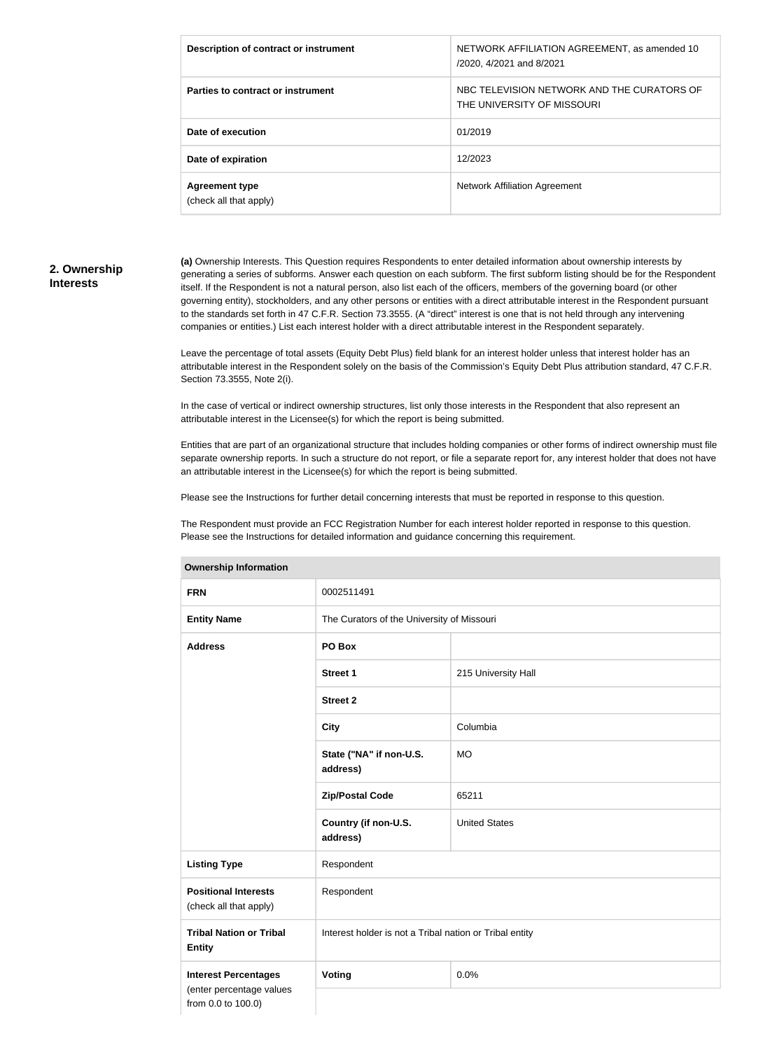| Description of contract or instrument | NETWORK AFFILIATION AGREEMENT, as amended 10 /2020, 4/2021 and 8/2021 |
|---|---|
| Parties to contract or instrument | NBC TELEVISION NETWORK AND THE CURATORS OF THE UNIVERSITY OF MISSOURI |
| Date of execution | 01/2019 |
| Date of expiration | 12/2023 |
| **Agreement type** (check all that apply) | Network Affiliation Agreement |

## 2. Ownership Interests

**(a)** Ownership Interests. This Question requires Respondents to enter detailed information about ownership interests by generating a series of subforms. Answer each question on each subform. The first subform listing should be for the Respondent itself. If the Respondent is not a natural person, also list each of the officers, members of the governing board (or other governing entity), stockholders, and any other persons or entities with a direct attributable interest in the Respondent pursuant to the standards set forth in 47 C.F.R. Section 73.3555. (A "direct" interest is one that is not held through any intervening companies or entities.) List each interest holder with a direct attributable interest in the Respondent separately.

Leave the percentage of total assets (Equity Debt Plus) field blank for an interest holder unless that interest holder has an attributable interest in the Respondent solely on the basis of the Commission's Equity Debt Plus attribution standard, 47 C.F.R. Section 73.3555, Note 2(i).

In the case of vertical or indirect ownership structures, list only those interests in the Respondent that also represent an attributable interest in the Licensee(s) for which the report is being submitted.

Entities that are part of an organizational structure that includes holding companies or other forms of indirect ownership must file separate ownership reports. In such a structure do not report, or file a separate report for, any interest holder that does not have an attributable interest in the Licensee(s) for which the report is being submitted.

Please see the Instructions for further detail concerning interests that must be reported in response to this question.

The Respondent must provide an FCC Registration Number for each interest holder reported in response to this question. Please see the Instructions for detailed information and guidance concerning this requirement.

| Ownership Information | | |
|---|---|---|
| **FRN** | 0002511491 | |
| **Entity Name** | The Curators of the University of Missouri | |
| **Address** | **PO Box** | |
| | **Street 1** | 215 University Hall |
| | **Street 2** | |
| | **City** | Columbia |
| | **State ("NA" if non-U.S. address)** | MO |
| | **Zip/Postal Code** | 65211 |
| | **Country (if non-U.S. address)** | United States |
| **Listing Type** | Respondent | |
| **Positional Interests** (check all that apply) | Respondent | |
| **Tribal Nation or Tribal Entity** | Interest holder is not a Tribal nation or Tribal entity | |
| **Interest Percentages** (enter percentage values from 0.0 to 100.0) | **Voting** | 0.0% |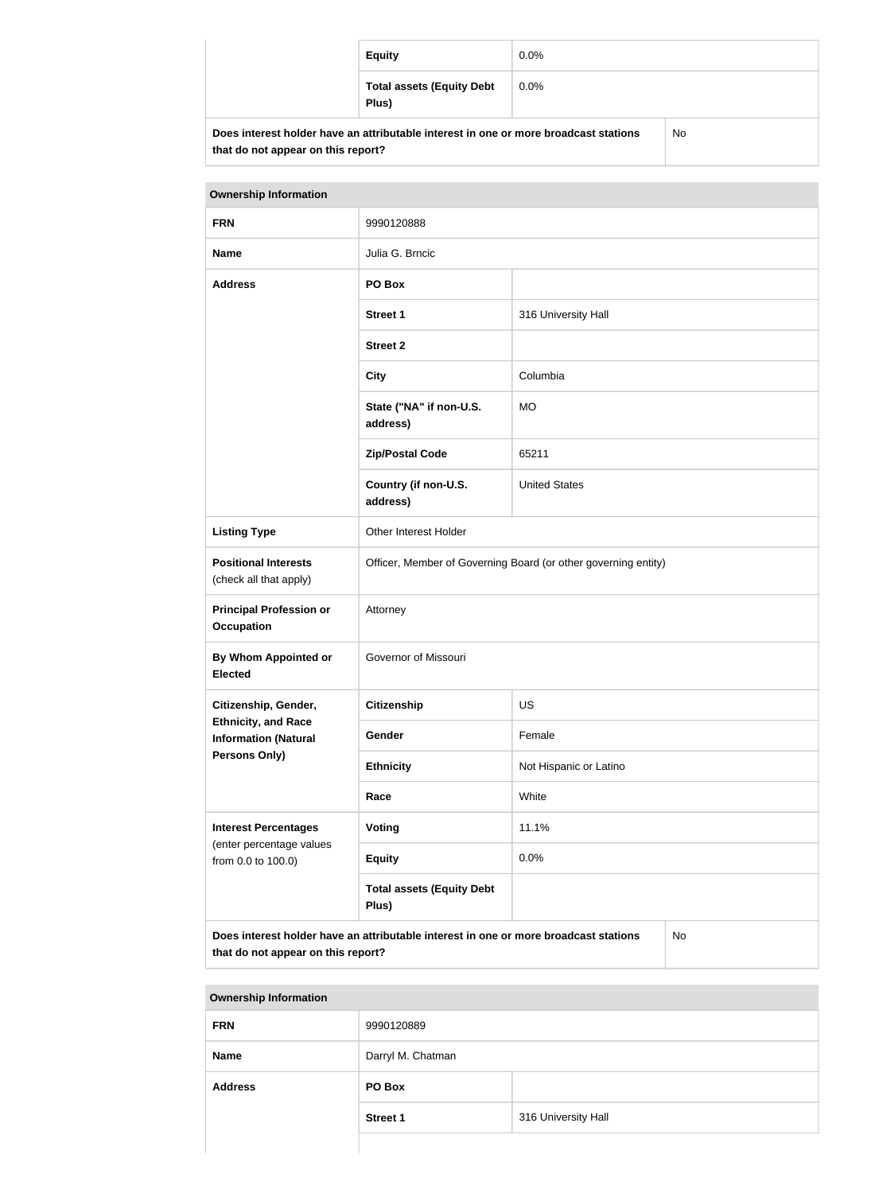| | | |
|---|---|---|
| | **Equity** | 0.0% |
| | **Total assets (Equity Debt Plus)** | 0.0% |
| **Does interest holder have an attributable interest in one or more broadcast stations that do not appear on this report?** | | No |

| **Ownership Information** | | |
|---|---|---|
| **FRN** | 9990120888 | |
| **Name** | Julia G. Brncic | |
| **Address** | **PO Box** | |
| | **Street 1** | 316 University Hall |
| | **Street 2** | |
| | **City** | Columbia |
| | **State ("NA" if non-U.S. address)** | MO |
| | **Zip/Postal Code** | 65211 |
| | **Country (if non-U.S. address)** | United States |
| **Listing Type** | Other Interest Holder | |
| **Positional Interests** (check all that apply) | Officer, Member of Governing Board (or other governing entity) | |
| **Principal Profession or Occupation** | Attorney | |
| **By Whom Appointed or Elected** | Governor of Missouri | |
| **Citizenship, Gender, Ethnicity, and Race Information (Natural Persons Only)** | **Citizenship** | US |
| | **Gender** | Female |
| | **Ethnicity** | Not Hispanic or Latino |
| | **Race** | White |
| **Interest Percentages** (enter percentage values from 0.0 to 100.0) | **Voting** | 11.1% |
| | **Equity** | 0.0% |
| | **Total assets (Equity Debt Plus)** | |
| **Does interest holder have an attributable interest in one or more broadcast stations that do not appear on this report?** | | No |

| **Ownership Information** | | |
|---|---|---|
| **FRN** | 9990120889 | |
| **Name** | Darryl M. Chatman | |
| **Address** | **PO Box** | |
| | **Street 1** | 316 University Hall |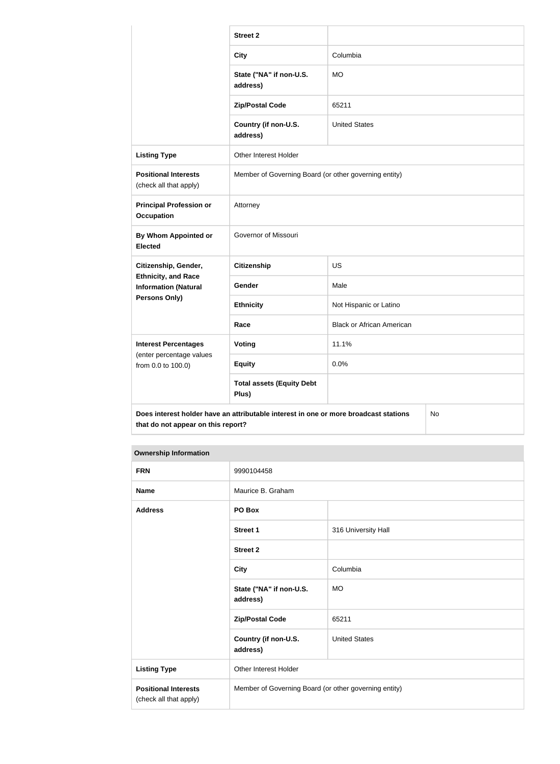| | | |
|---|---|---|
| | **Street 2** | |
| | **City** | Columbia |
| | **State ("NA" if non-U.S. address)** | MO |
| | **Zip/Postal Code** | 65211 |
| | **Country (if non-U.S. address)** | United States |
| **Listing Type** | Other Interest Holder | |
| **Positional Interests** (check all that apply) | Member of Governing Board (or other governing entity) | |
| **Principal Profession or Occupation** | Attorney | |
| **By Whom Appointed or Elected** | Governor of Missouri | |
| **Citizenship, Gender, Ethnicity, and Race Information (Natural Persons Only)** | **Citizenship** | US |
| | **Gender** | Male |
| | **Ethnicity** | Not Hispanic or Latino |
| | **Race** | Black or African American |
| **Interest Percentages** (enter percentage values from 0.0 to 100.0) | **Voting** | 11.1% |
| | **Equity** | 0.0% |
| | **Total assets (Equity Debt Plus)** | |
| **Does interest holder have an attributable interest in one or more broadcast stations that do not appear on this report?** | | No |

| **Ownership Information** | | |
|---|---|---|
| **FRN** | 9990104458 | |
| **Name** | Maurice B. Graham | |
| **Address** | **PO Box** | |
| | **Street 1** | 316 University Hall |
| | **Street 2** | |
| | **City** | Columbia |
| | **State ("NA" if non-U.S. address)** | MO |
| | **Zip/Postal Code** | 65211 |
| | **Country (if non-U.S. address)** | United States |
| **Listing Type** | Other Interest Holder | |
| **Positional Interests** (check all that apply) | Member of Governing Board (or other governing entity) | |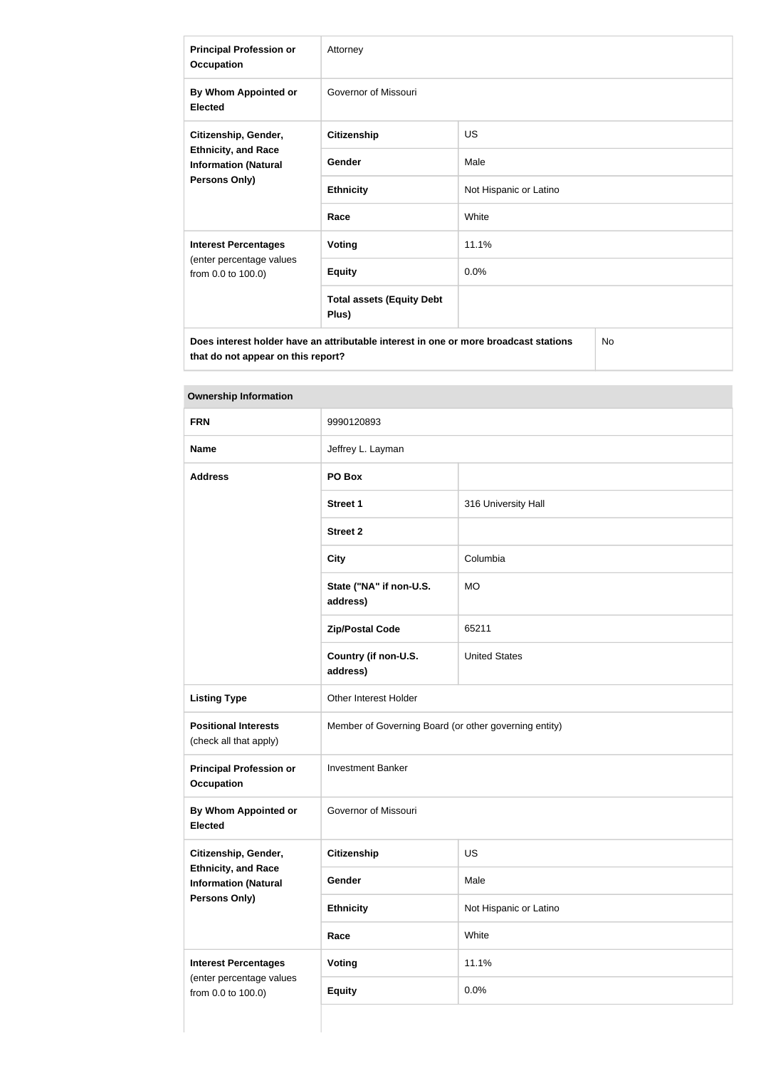| | | |
|---|---|---|
| **Principal Profession or Occupation** | Attorney | |
| **By Whom Appointed or Elected** | Governor of Missouri | |
| **Citizenship, Gender, Ethnicity, and Race Information (Natural Persons Only)** | **Citizenship** | US |
| | **Gender** | Male |
| | **Ethnicity** | Not Hispanic or Latino |
| | **Race** | White |
| **Interest Percentages** (enter percentage values from 0.0 to 100.0) | **Voting** | 11.1% |
| | **Equity** | 0.0% |
| | **Total assets (Equity Debt Plus)** | |
| **Does interest holder have an attributable interest in one or more broadcast stations that do not appear on this report?** | | No |

| **Ownership Information** | | |
|---|---|---|
| **FRN** | 9990120893 | |
| **Name** | Jeffrey L. Layman | |
| **Address** | **PO Box** | |
| | **Street 1** | 316 University Hall |
| | **Street 2** | |
| | **City** | Columbia |
| | **State ("NA" if non-U.S. address)** | MO |
| | **Zip/Postal Code** | 65211 |
| | **Country (if non-U.S. address)** | United States |
| **Listing Type** | Other Interest Holder | |
| **Positional Interests** (check all that apply) | Member of Governing Board (or other governing entity) | |
| **Principal Profession or Occupation** | Investment Banker | |
| **By Whom Appointed or Elected** | Governor of Missouri | |
| **Citizenship, Gender, Ethnicity, and Race Information (Natural Persons Only)** | **Citizenship** | US |
| | **Gender** | Male |
| | **Ethnicity** | Not Hispanic or Latino |
| | **Race** | White |
| **Interest Percentages** (enter percentage values from 0.0 to 100.0) | **Voting** | 11.1% |
| | **Equity** | 0.0% |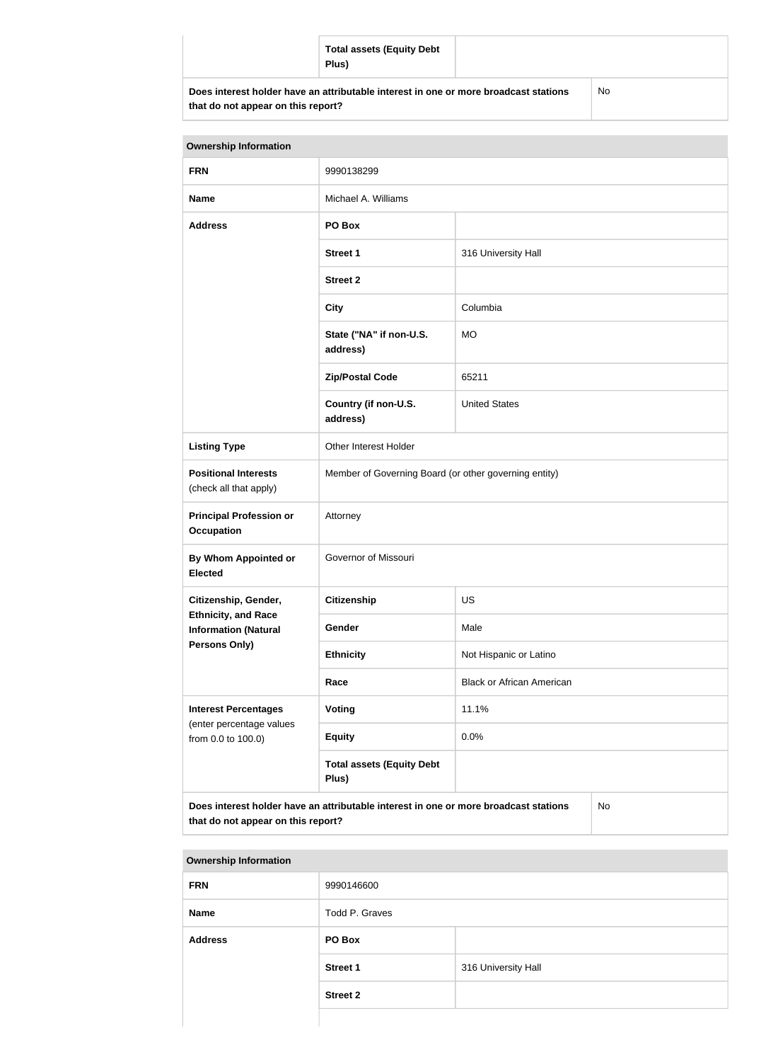| | Total assets (Equity Debt Plus) | |
|---|---|---|
| Does interest holder have an attributable interest in one or more broadcast stations that do not appear on this report? | | No |

| Ownership Information | | |
|---|---|---|
| FRN | 9990138299 | |
| Name | Michael A. Williams | |
| Address | PO Box | |
| | Street 1 | 316 University Hall |
| | Street 2 | |
| | City | Columbia |
| | State ("NA" if non-U.S. address) | MO |
| | Zip/Postal Code | 65211 |
| | Country (if non-U.S. address) | United States |
| Listing Type | Other Interest Holder | |
| Positional Interests (check all that apply) | Member of Governing Board (or other governing entity) | |
| Principal Profession or Occupation | Attorney | |
| By Whom Appointed or Elected | Governor of Missouri | |
| Citizenship, Gender, Ethnicity, and Race Information (Natural Persons Only) | Citizenship | US |
| | Gender | Male |
| | Ethnicity | Not Hispanic or Latino |
| | Race | Black or African American |
| Interest Percentages (enter percentage values from 0.0 to 100.0) | Voting | 11.1% |
| | Equity | 0.0% |
| | Total assets (Equity Debt Plus) | |
| Does interest holder have an attributable interest in one or more broadcast stations that do not appear on this report? | | No |

| Ownership Information | | |
|---|---|---|
| FRN | 9990146600 | |
| Name | Todd P. Graves | |
| Address | PO Box | |
| | Street 1 | 316 University Hall |
| | Street 2 | |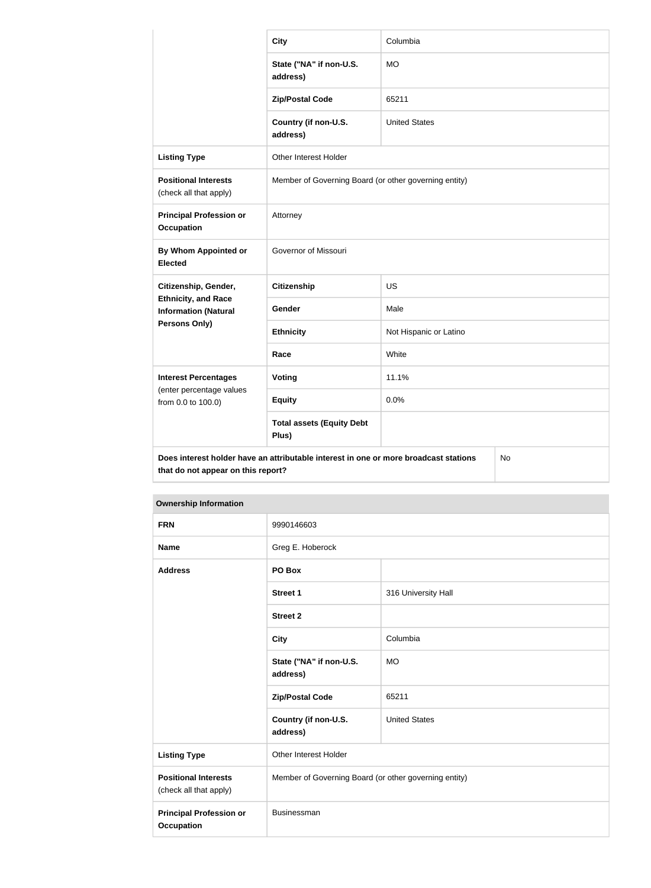|  |  |  |
| --- | --- | --- |
|  | **City** | Columbia |
|  | **State ("NA" if non-U.S. address)** | MO |
|  | **Zip/Postal Code** | 65211 |
|  | **Country (if non-U.S. address)** | United States |
| **Listing Type** | Other Interest Holder | |
| **Positional Interests** (check all that apply) | Member of Governing Board (or other governing entity) | |
| **Principal Profession or Occupation** | Attorney | |
| **By Whom Appointed or Elected** | Governor of Missouri | |
| **Citizenship, Gender, Ethnicity, and Race Information (Natural Persons Only)** | **Citizenship** | US |
|  | **Gender** | Male |
|  | **Ethnicity** | Not Hispanic or Latino |
|  | **Race** | White |
| **Interest Percentages** (enter percentage values from 0.0 to 100.0) | **Voting** | 11.1% |
|  | **Equity** | 0.0% |
|  | **Total assets (Equity Debt Plus)** | |
| **Does interest holder have an attributable interest in one or more broadcast stations that do not appear on this report?** | | No |

**Ownership Information**

|  |  |  |
| --- | --- | --- |
| **FRN** | 9990146603 | |
| **Name** | Greg E. Hoberock | |
| **Address** | **PO Box** | |
|  | **Street 1** | 316 University Hall |
|  | **Street 2** | |
|  | **City** | Columbia |
|  | **State ("NA" if non-U.S. address)** | MO |
|  | **Zip/Postal Code** | 65211 |
|  | **Country (if non-U.S. address)** | United States |
| **Listing Type** | Other Interest Holder | |
| **Positional Interests** (check all that apply) | Member of Governing Board (or other governing entity) | |
| **Principal Profession or Occupation** | Businessman | |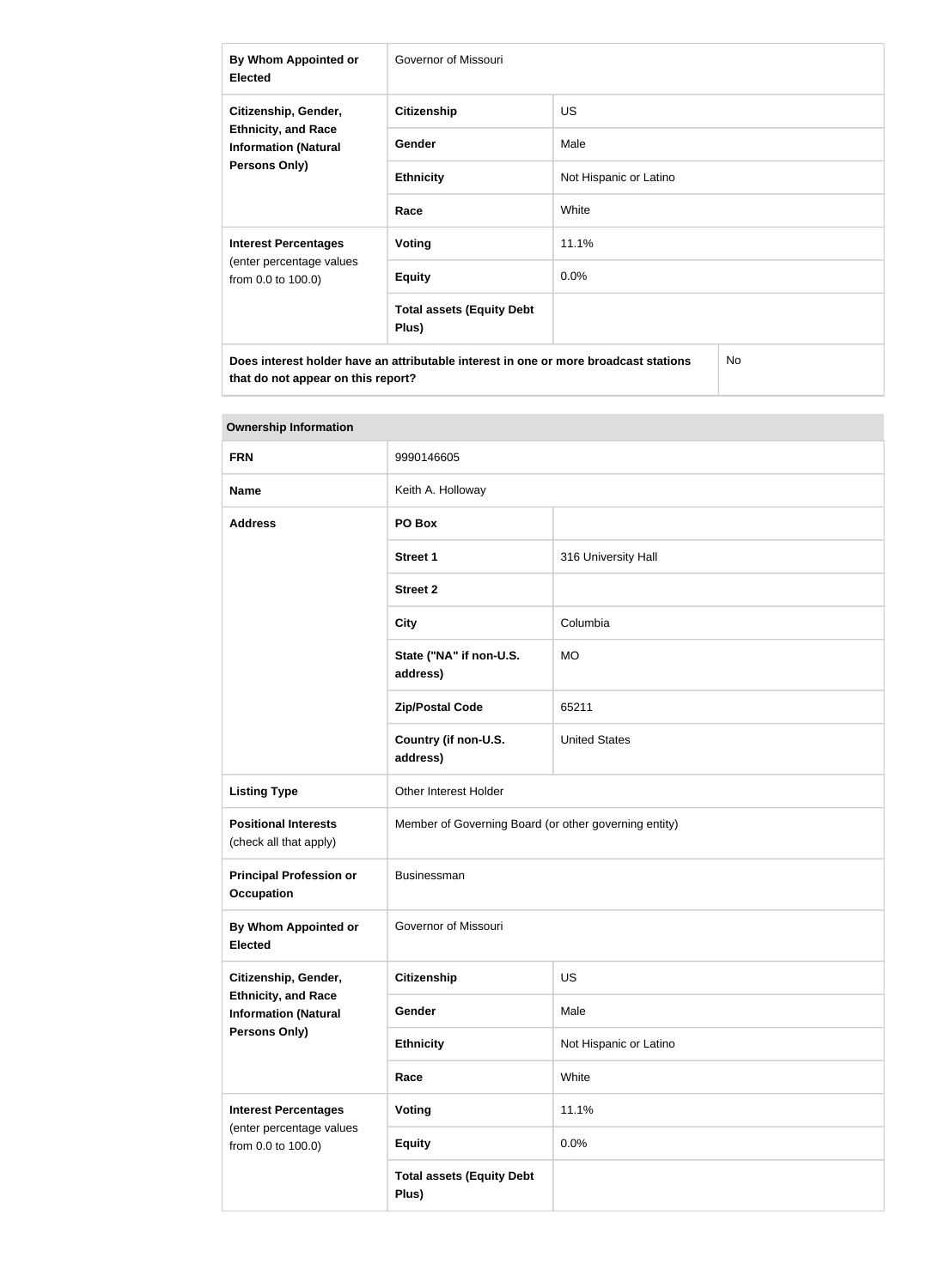| | | |
|---|---|---|
| **By Whom Appointed or Elected** | Governor of Missouri | |
| **Citizenship, Gender, Ethnicity, and Race Information (Natural Persons Only)** | **Citizenship** | US |
| | **Gender** | Male |
| | **Ethnicity** | Not Hispanic or Latino |
| | **Race** | White |
| **Interest Percentages** (enter percentage values from 0.0 to 100.0) | **Voting** | 11.1% |
| | **Equity** | 0.0% |
| | **Total assets (Equity Debt Plus)** | |
| **Does interest holder have an attributable interest in one or more broadcast stations that do not appear on this report?** | | No |

| **Ownership Information** | | |
|---|---|---|
| **FRN** | 9990146605 | |
| **Name** | Keith A. Holloway | |
| **Address** | **PO Box** | |
| | **Street 1** | 316 University Hall |
| | **Street 2** | |
| | **City** | Columbia |
| | **State ("NA" if non-U.S. address)** | MO |
| | **Zip/Postal Code** | 65211 |
| | **Country (if non-U.S. address)** | United States |
| **Listing Type** | Other Interest Holder | |
| **Positional Interests** (check all that apply) | Member of Governing Board (or other governing entity) | |
| **Principal Profession or Occupation** | Businessman | |
| **By Whom Appointed or Elected** | Governor of Missouri | |
| **Citizenship, Gender, Ethnicity, and Race Information (Natural Persons Only)** | **Citizenship** | US |
| | **Gender** | Male |
| | **Ethnicity** | Not Hispanic or Latino |
| | **Race** | White |
| **Interest Percentages** (enter percentage values from 0.0 to 100.0) | **Voting** | 11.1% |
| | **Equity** | 0.0% |
| | **Total assets (Equity Debt Plus)** | |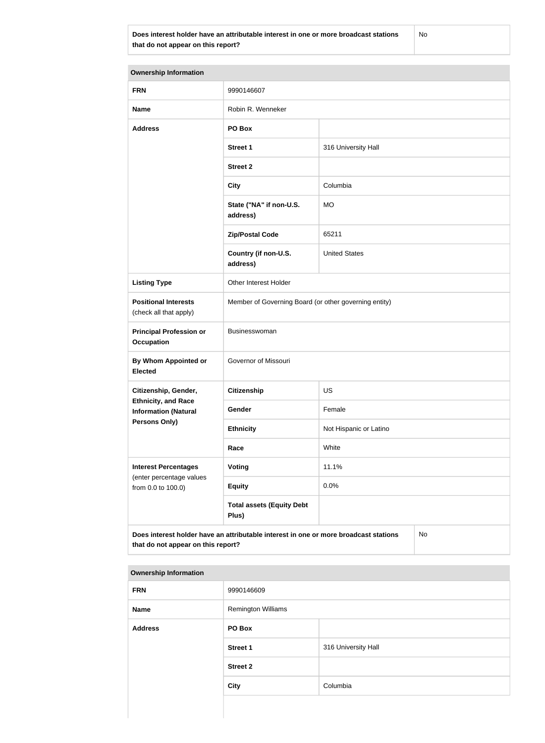| Does interest holder have an attributable interest in one or more broadcast stations that do not appear on this report? | No |
|---|---|

| Ownership Information | | |
|---|---|---|
| **FRN** | 9990146607 | |
| **Name** | Robin R. Wenneker | |
| **Address** | **PO Box** | |
| | **Street 1** | 316 University Hall |
| | **Street 2** | |
| | **City** | Columbia |
| | **State ("NA" if non-U.S. address)** | MO |
| | **Zip/Postal Code** | 65211 |
| | **Country (if non-U.S. address)** | United States |
| **Listing Type** | Other Interest Holder | |
| **Positional Interests** (check all that apply) | Member of Governing Board (or other governing entity) | |
| **Principal Profession or Occupation** | Businesswoman | |
| **By Whom Appointed or Elected** | Governor of Missouri | |
| **Citizenship, Gender, Ethnicity, and Race Information (Natural Persons Only)** | **Citizenship** | US |
| | **Gender** | Female |
| | **Ethnicity** | Not Hispanic or Latino |
| | **Race** | White |
| **Interest Percentages** (enter percentage values from 0.0 to 100.0) | **Voting** | 11.1% |
| | **Equity** | 0.0% |
| | **Total assets (Equity Debt Plus)** | |
| **Does interest holder have an attributable interest in one or more broadcast stations that do not appear on this report?** | | No |

| Ownership Information | | |
|---|---|---|
| **FRN** | 9990146609 | |
| **Name** | Remington Williams | |
| **Address** | **PO Box** | |
| | **Street 1** | 316 University Hall |
| | **Street 2** | |
| | **City** | Columbia |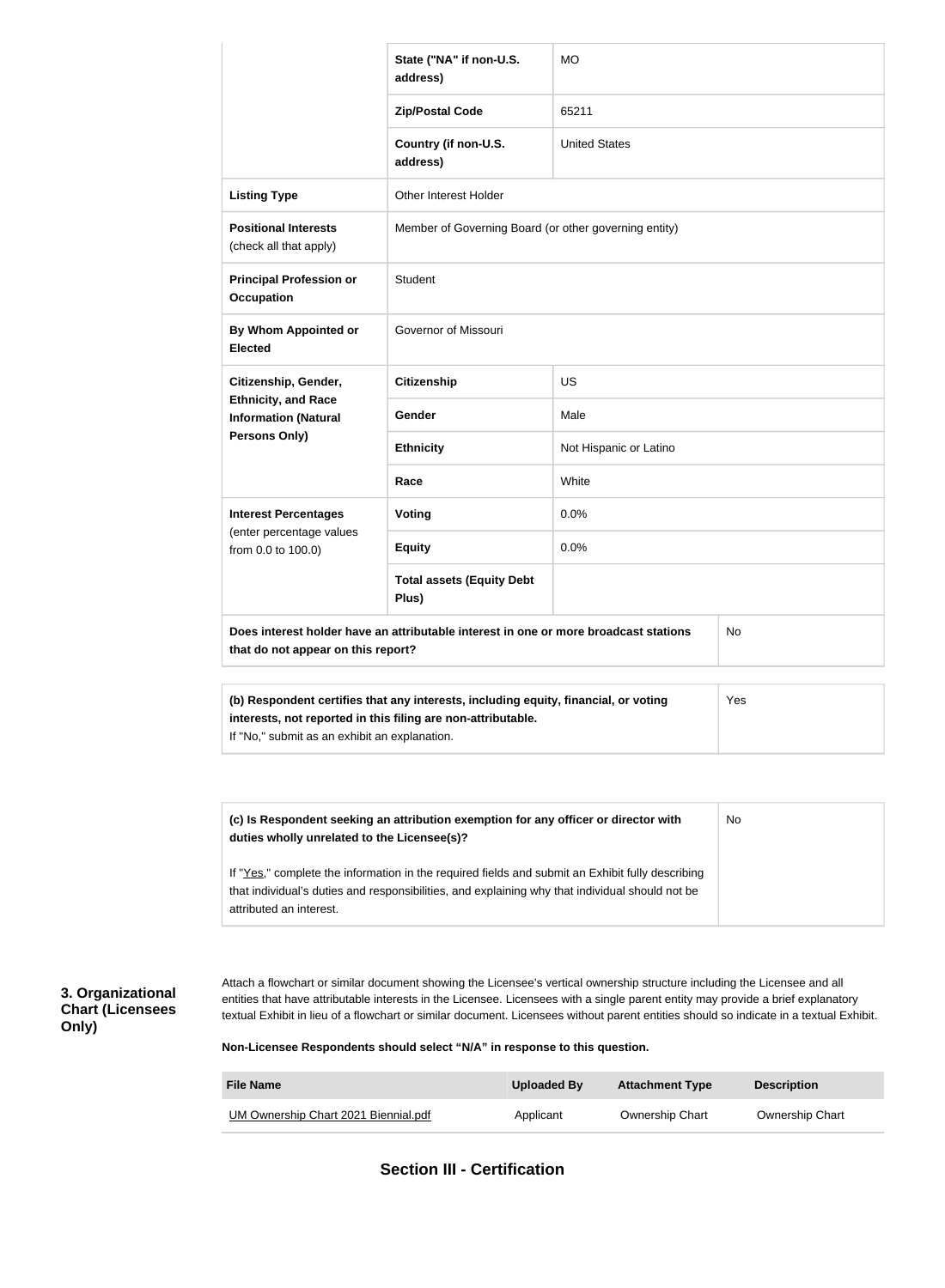|  | State ("NA" if non-U.S. address) | MO |
|---|---|---|
|  | Zip/Postal Code | 65211 |
|  | Country (if non-U.S. address) | United States |
| **Listing Type** | Other Interest Holder | |
| **Positional Interests** (check all that apply) | Member of Governing Board (or other governing entity) | |
| **Principal Profession or Occupation** | Student | |
| **By Whom Appointed or Elected** | Governor of Missouri | |
| **Citizenship, Gender, Ethnicity, and Race Information (Natural Persons Only)** | **Citizenship** | US |
|  | **Gender** | Male |
|  | **Ethnicity** | Not Hispanic or Latino |
|  | **Race** | White |
| **Interest Percentages** (enter percentage values from 0.0 to 100.0) | **Voting** | 0.0% |
|  | **Equity** | 0.0% |
|  | **Total assets (Equity Debt Plus)** | |
| **Does interest holder have an attributable interest in one or more broadcast stations that do not appear on this report?** | | No |

| **(b) Respondent certifies that any interests, including equity, financial, or voting interests, not reported in this filing are non-attributable.** If "No," submit as an exhibit an explanation. | Yes |
|---|---|

| **(c) Is Respondent seeking an attribution exemption for any officer or director with duties wholly unrelated to the Licensee(s)?** If "Yes," complete the information in the required fields and submit an Exhibit fully describing that individual's duties and responsibilities, and explaining why that individual should not be attributed an interest. | No |
|---|---|

### 3. Organizational Chart (Licensees Only)

Attach a flowchart or similar document showing the Licensee's vertical ownership structure including the Licensee and all entities that have attributable interests in the Licensee. Licensees with a single parent entity may provide a brief explanatory textual Exhibit in lieu of a flowchart or similar document. Licensees without parent entities should so indicate in a textual Exhibit.

**Non-Licensee Respondents should select "N/A" in response to this question.**

| File Name | Uploaded By | Attachment Type | Description |
|---|---|---|---|
| UM Ownership Chart 2021 Biennial.pdf | Applicant | Ownership Chart | Ownership Chart |

## Section III - Certification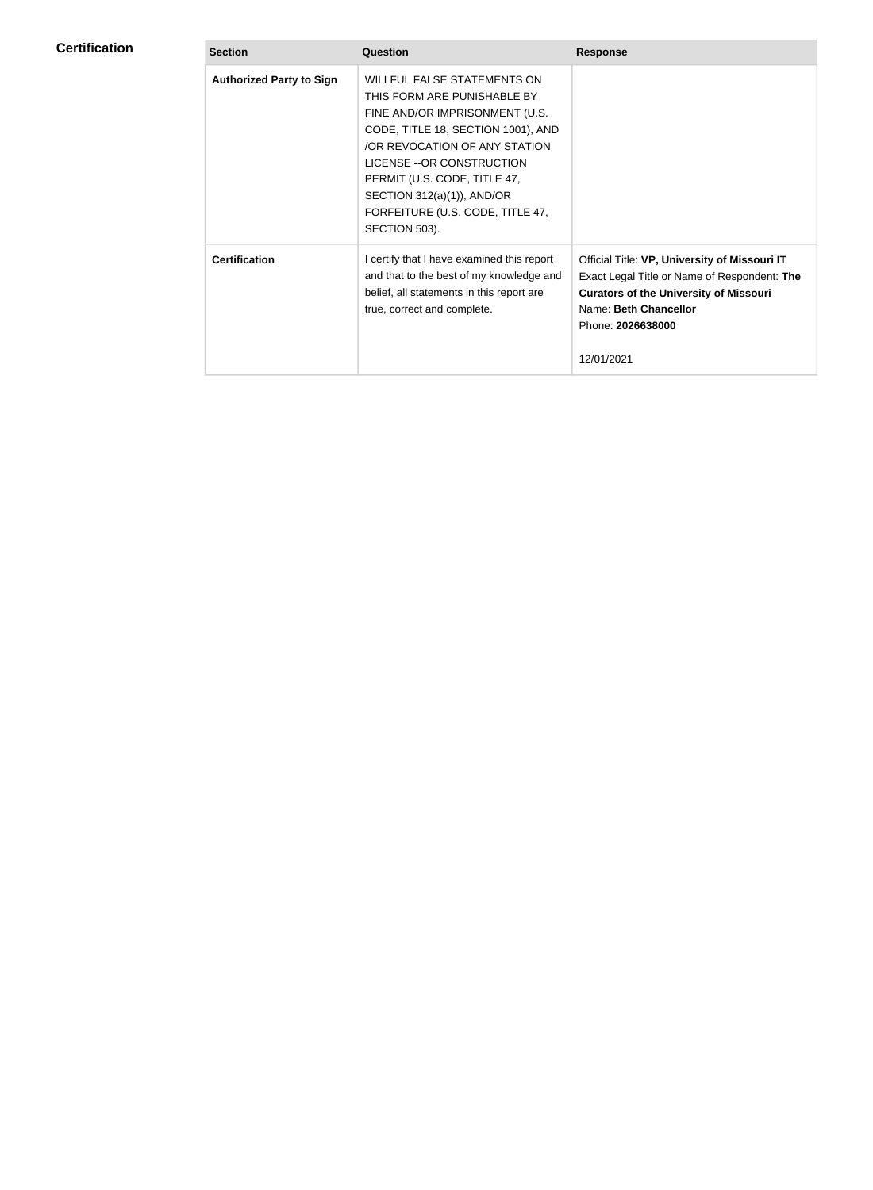## Certification

| Section | Question | Response |
|---|---|---|
| **Authorized Party to Sign** | WILLFUL FALSE STATEMENTS ON THIS FORM ARE PUNISHABLE BY FINE AND/OR IMPRISONMENT (U.S. CODE, TITLE 18, SECTION 1001), AND /OR REVOCATION OF ANY STATION LICENSE --OR CONSTRUCTION PERMIT (U.S. CODE, TITLE 47, SECTION 312(a)(1)), AND/OR FORFEITURE (U.S. CODE, TITLE 47, SECTION 503). | |
| **Certification** | I certify that I have examined this report and that to the best of my knowledge and belief, all statements in this report are true, correct and complete. | Official Title: **VP, University of Missouri IT**<br>Exact Legal Title or Name of Respondent: **The Curators of the University of Missouri**<br>Name: **Beth Chancellor**<br>Phone: **2026638000**<br><br>12/01/2021 |